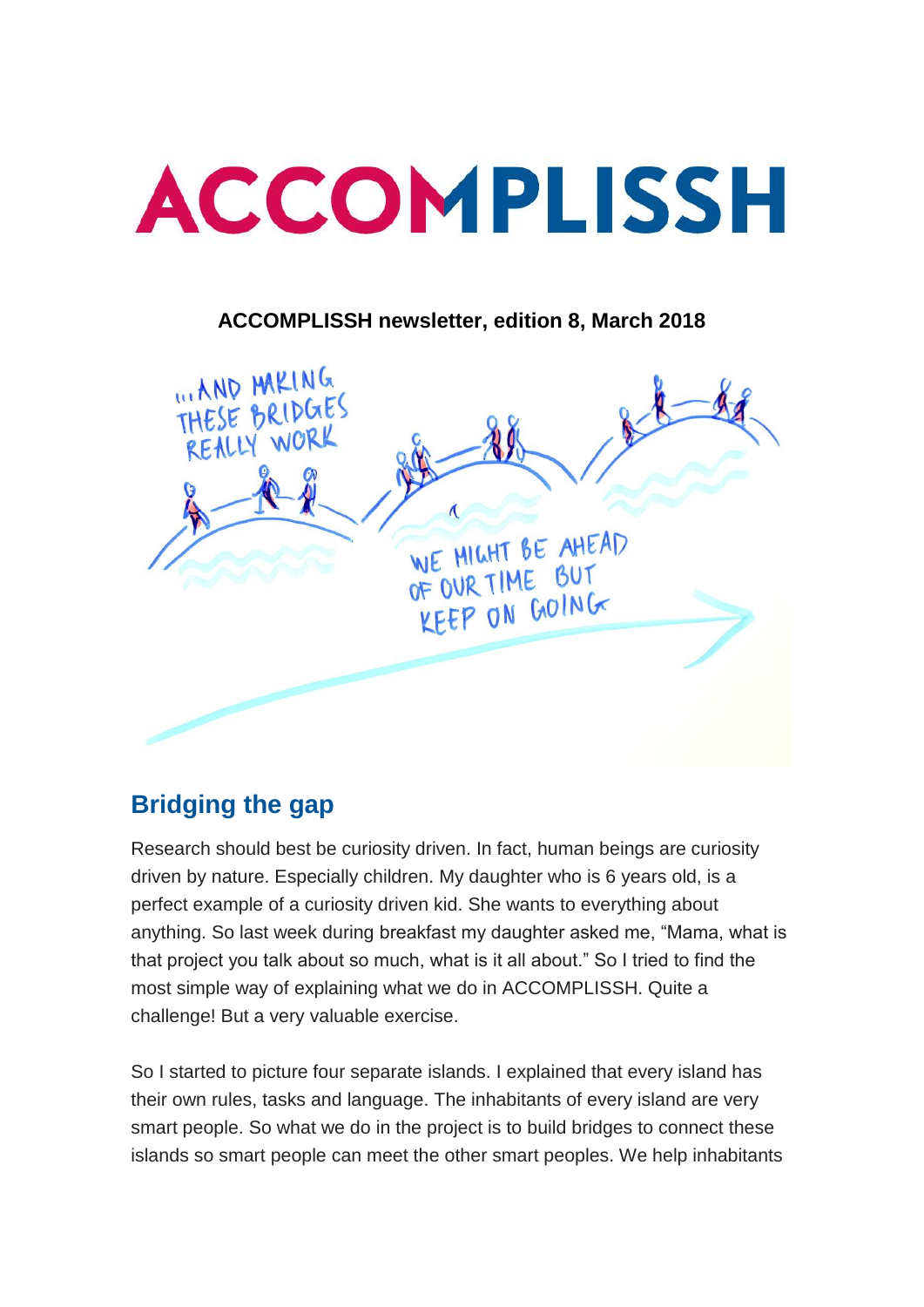# ACCOMPLISSH

**ACCOMPLISSH newsletter, edition 8, March 2018**

## Bridging the gap

Research should best be curiosity driven. In fact, human beings are curiosity driven by nature. Especially children. My daughter who is 6 years old, is a perfect example of a curiosity driven kid. She wants to everything about anything. So last week during breakfast my daughter asked me, “Mama, what is that project you talk about so much, what is it all about.” So I tried to find the most simple way of explaining what we do in ACCOMPLISSH. Quite a challenge! But a very valuable exercise.

So I started to picture four separate islands. I explained that every island has their own rules, tasks and language. The inhabitants of every island are very smart people. So what we do in the project is to build bridges to connect these islands so smart people can meet the other smart peoples. We help inhabitants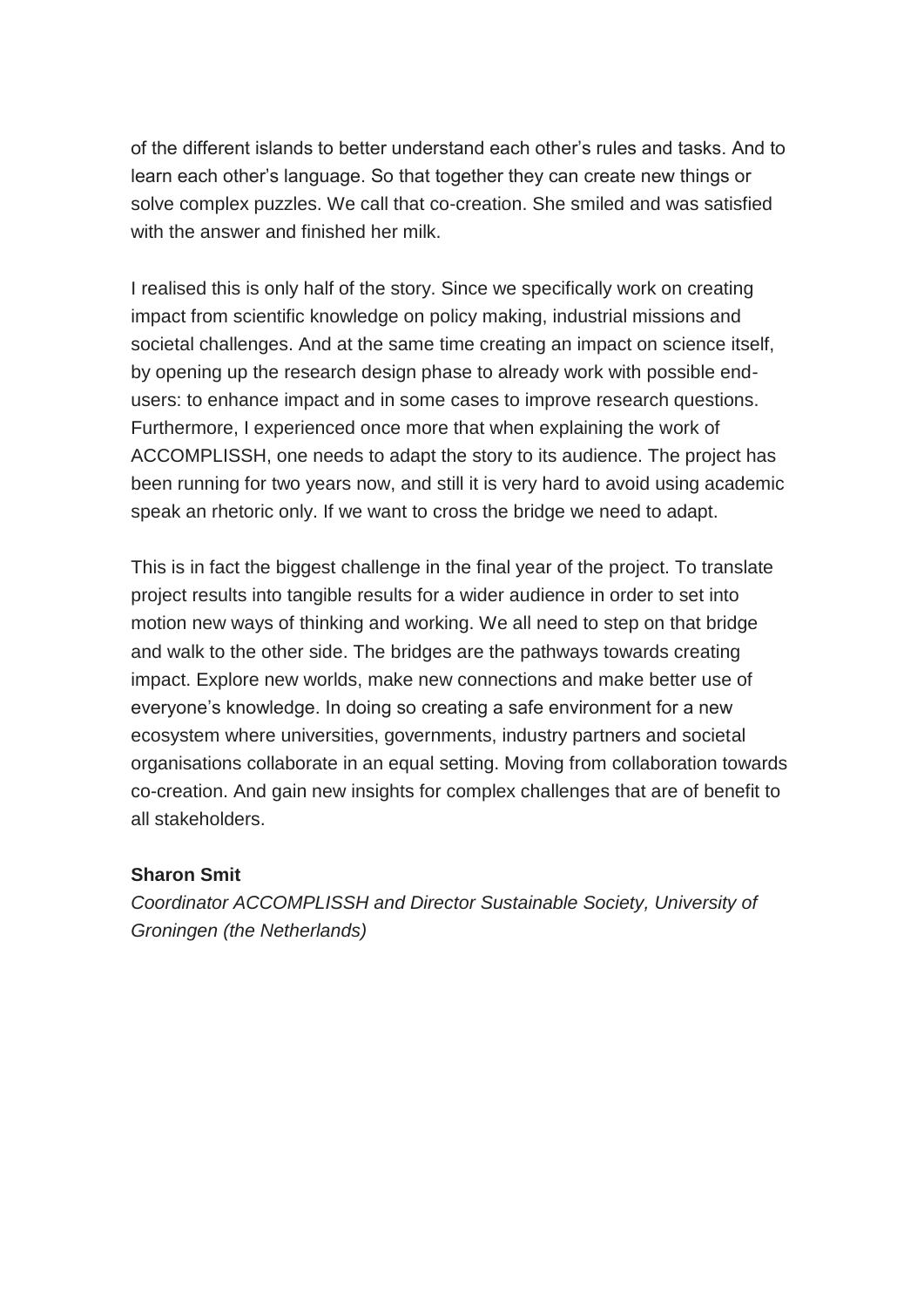of the different islands to better understand each other’s rules and tasks. And to learn each other’s language. So that together they can create new things or solve complex puzzles. We call that co-creation. She smiled and was satisfied with the answer and finished her milk.

I realised this is only half of the story. Since we specifically work on creating impact from scientific knowledge on policy making, industrial missions and societal challenges. And at the same time creating an impact on science itself, by opening up the research design phase to already work with possible end-users: to enhance impact and in some cases to improve research questions. Furthermore, I experienced once more that when explaining the work of ACCOMPLISSH, one needs to adapt the story to its audience. The project has been running for two years now, and still it is very hard to avoid using academic speak an rhetoric only. If we want to cross the bridge we need to adapt.

This is in fact the biggest challenge in the final year of the project. To translate project results into tangible results for a wider audience in order to set into motion new ways of thinking and working. We all need to step on that bridge and walk to the other side. The bridges are the pathways towards creating impact. Explore new worlds, make new connections and make better use of everyone’s knowledge. In doing so creating a safe environment for a new ecosystem where universities, governments, industry partners and societal organisations collaborate in an equal setting. Moving from collaboration towards co-creation. And gain new insights for complex challenges that are of benefit to all stakeholders.

**Sharon Smit**
*Coordinator ACCOMPLISSH and Director Sustainable Society, University of Groningen (the Netherlands)*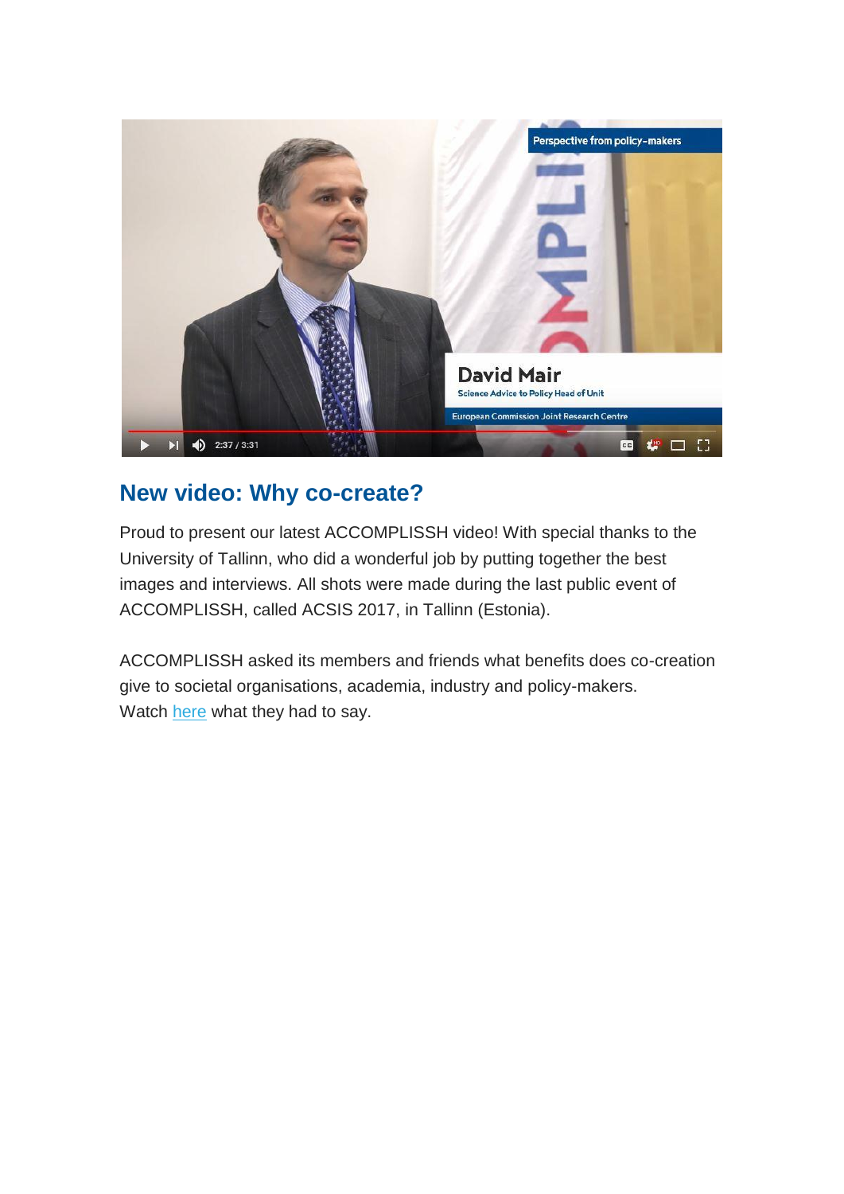## New video: Why co-create?

Proud to present our latest ACCOMPLISSH video! With special thanks to the University of Tallinn, who did a wonderful job by putting together the best images and interviews. All shots were made during the last public event of ACCOMPLISSH, called ACSIS 2017, in Tallinn (Estonia).

ACCOMPLISSH asked its members and friends what benefits does co-creation give to societal organisations, academia, industry and policy-makers. Watch here what they had to say.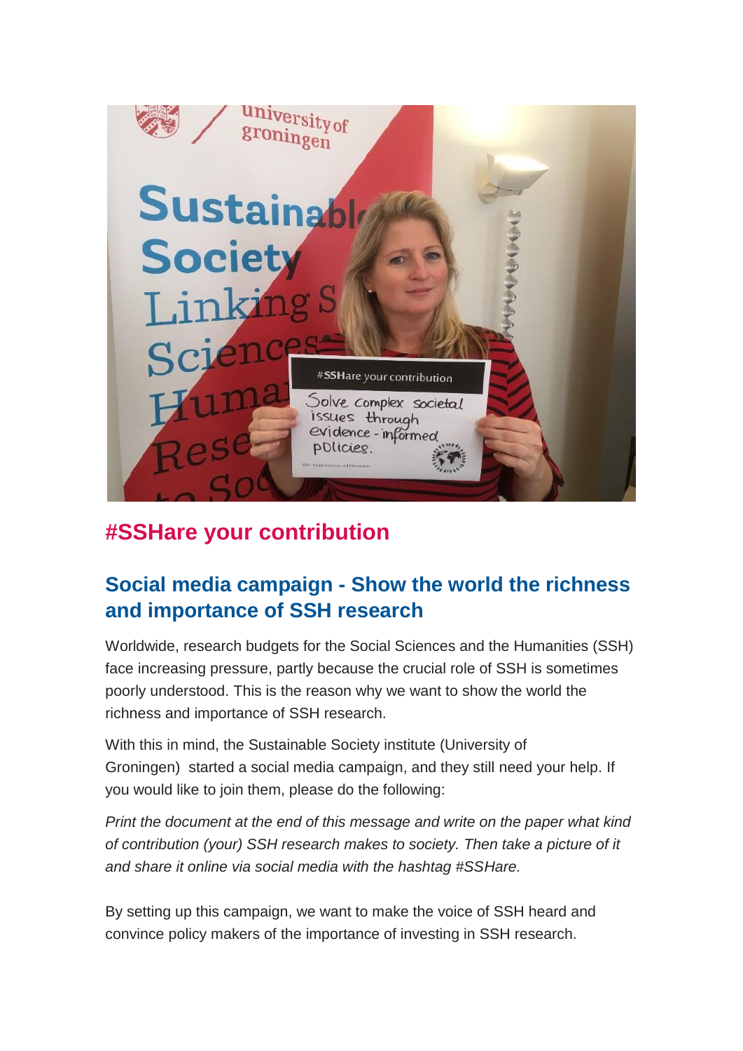## #SSHare your contribution

### Social media campaign - Show the world the richness and importance of SSH research

Worldwide, research budgets for the Social Sciences and the Humanities (SSH) face increasing pressure, partly because the crucial role of SSH is sometimes poorly understood. This is the reason why we want to show the world the richness and importance of SSH research.

With this in mind, the Sustainable Society institute (University of Groningen) started a social media campaign, and they still need your help. If you would like to join them, please do the following:

*Print the document at the end of this message and write on the paper what kind of contribution (your) SSH research makes to society. Then take a picture of it and share it online via social media with the hashtag #SSHare.*

By setting up this campaign, we want to make the voice of SSH heard and convince policy makers of the importance of investing in SSH research.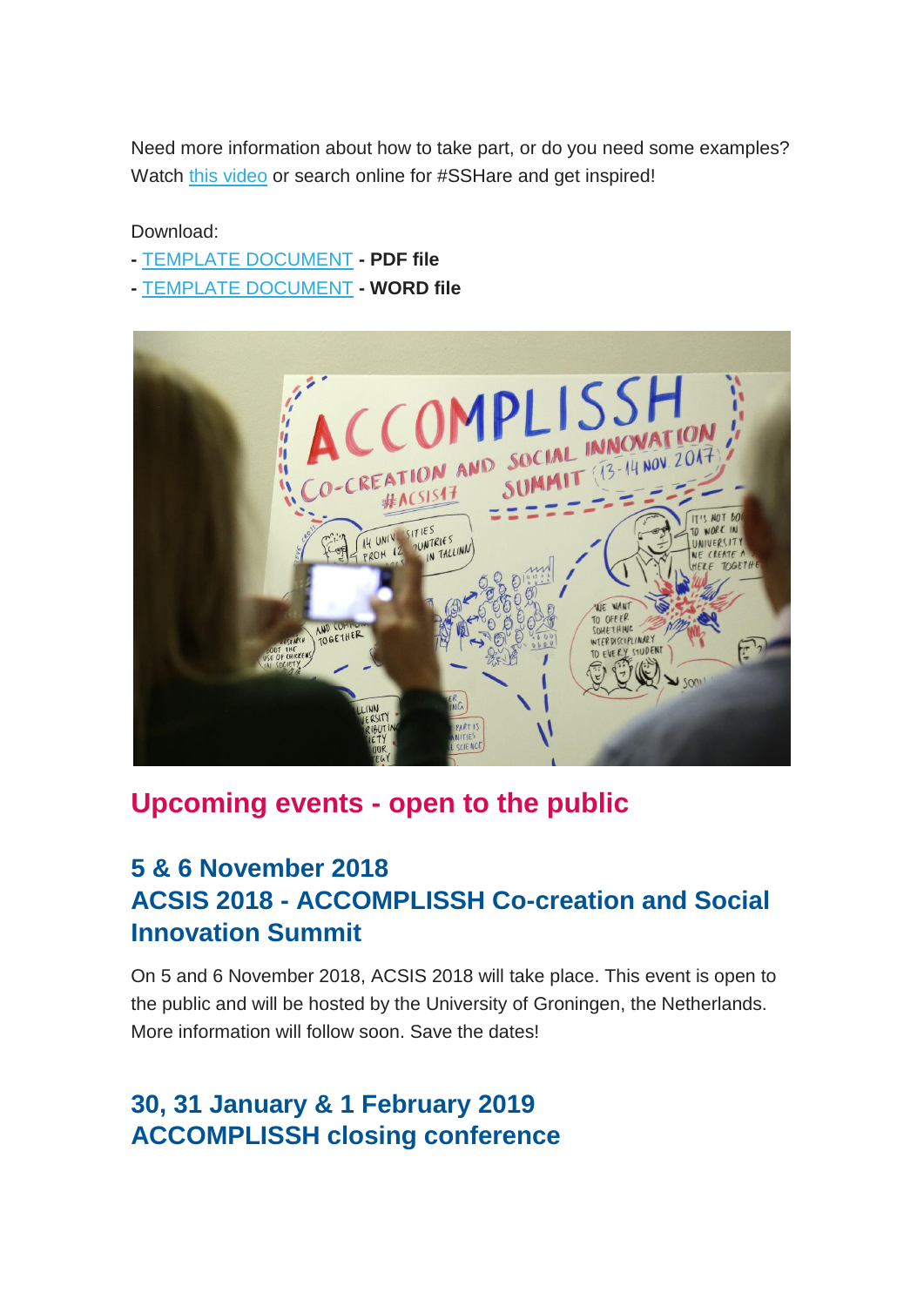Need more information about how to take part, or do you need some examples? Watch this video or search online for #SSHare and get inspired!

Download:
- TEMPLATE DOCUMENT **- PDF file**
- TEMPLATE DOCUMENT **- WORD file**

## Upcoming events - open to the public

### 5 & 6 November 2018
### ACSIS 2018 - ACCOMPLISSH Co-creation and Social Innovation Summit

On 5 and 6 November 2018, ACSIS 2018 will take place. This event is open to the public and will be hosted by the University of Groningen, the Netherlands. More information will follow soon. Save the dates!

### 30, 31 January & 1 February 2019
### ACCOMPLISSH closing conference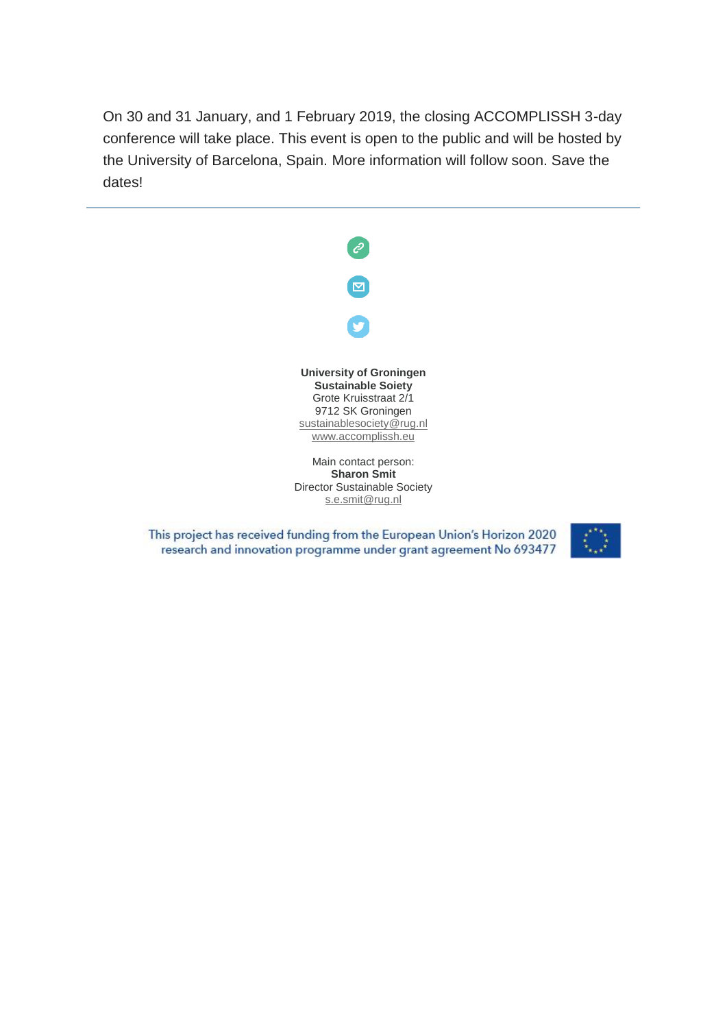On 30 and 31 January, and 1 February 2019, the closing ACCOMPLISSH 3-day conference will take place. This event is open to the public and will be hosted by the University of Barcelona, Spain. More information will follow soon. Save the dates!

---

**University of Groningen**
**Sustainable Soiety**
Grote Kruisstraat 2/1
9712 SK Groningen
sustainablesociety@rug.nl
www.accomplissh.eu

Main contact person:
**Sharon Smit**
Director Sustainable Society
s.e.smit@rug.nl

This project has received funding from the European Union's Horizon 2020 research and innovation programme under grant agreement No 693477